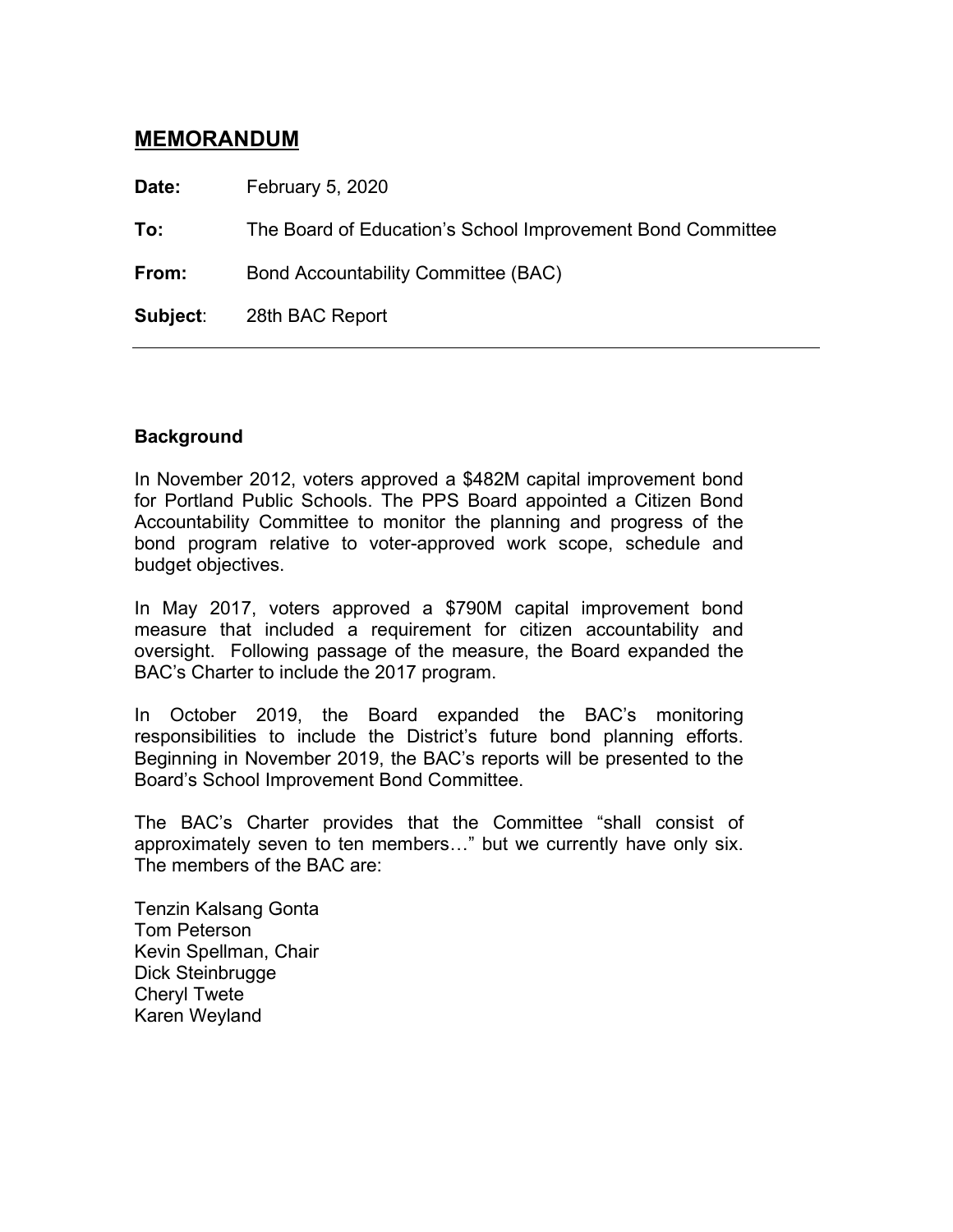# MEMORANDUM

**Date:** February 5, 2020

**To:** The Board of Education's School Improvement Bond Committee

**From:** Bond Accountability Committee (BAC)

**Subject**: 28th BAC Report

---

**Background**

In November 2012, voters approved a $482M capital improvement bond for Portland Public Schools. The PPS Board appointed a Citizen Bond Accountability Committee to monitor the planning and progress of the bond program relative to voter-approved work scope, schedule and budget objectives.

In May 2017, voters approved a $790M capital improvement bond measure that included a requirement for citizen accountability and oversight. Following passage of the measure, the Board expanded the BAC's Charter to include the 2017 program.

In October 2019, the Board expanded the BAC's monitoring responsibilities to include the District's future bond planning efforts. Beginning in November 2019, the BAC's reports will be presented to the Board's School Improvement Bond Committee.

The BAC's Charter provides that the Committee "shall consist of approximately seven to ten members…" but we currently have only six. The members of the BAC are:

Tenzin Kalsang Gonta
Tom Peterson
Kevin Spellman, Chair
Dick Steinbrugge
Cheryl Twete
Karen Weyland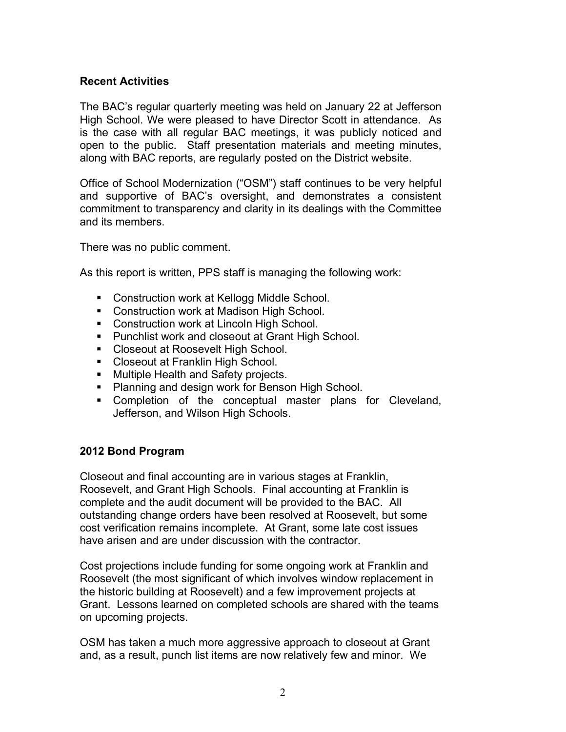## Recent Activities

The BAC's regular quarterly meeting was held on January 22 at Jefferson High School. We were pleased to have Director Scott in attendance. As is the case with all regular BAC meetings, it was publicly noticed and open to the public. Staff presentation materials and meeting minutes, along with BAC reports, are regularly posted on the District website.

Office of School Modernization ("OSM") staff continues to be very helpful and supportive of BAC's oversight, and demonstrates a consistent commitment to transparency and clarity in its dealings with the Committee and its members.

There was no public comment.

As this report is written, PPS staff is managing the following work:

- Construction work at Kellogg Middle School.
- Construction work at Madison High School.
- Construction work at Lincoln High School.
- Punchlist work and closeout at Grant High School.
- Closeout at Roosevelt High School.
- Closeout at Franklin High School.
- Multiple Health and Safety projects.
- Planning and design work for Benson High School.
- Completion of the conceptual master plans for Cleveland, Jefferson, and Wilson High Schools.

## 2012 Bond Program

Closeout and final accounting are in various stages at Franklin, Roosevelt, and Grant High Schools. Final accounting at Franklin is complete and the audit document will be provided to the BAC. All outstanding change orders have been resolved at Roosevelt, but some cost verification remains incomplete. At Grant, some late cost issues have arisen and are under discussion with the contractor.

Cost projections include funding for some ongoing work at Franklin and Roosevelt (the most significant of which involves window replacement in the historic building at Roosevelt) and a few improvement projects at Grant. Lessons learned on completed schools are shared with the teams on upcoming projects.

OSM has taken a much more aggressive approach to closeout at Grant and, as a result, punch list items are now relatively few and minor. We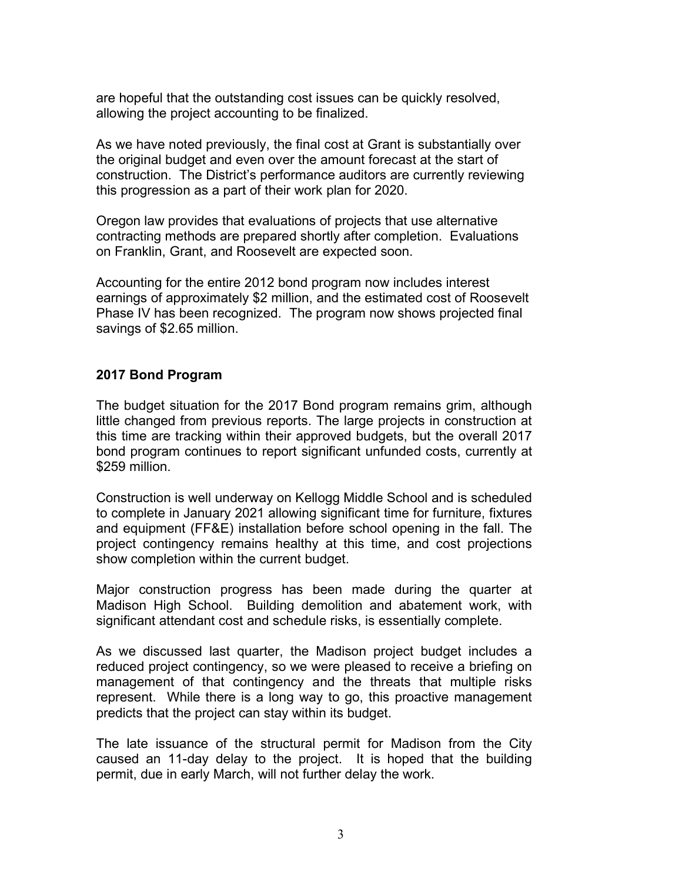are hopeful that the outstanding cost issues can be quickly resolved, allowing the project accounting to be finalized.

As we have noted previously, the final cost at Grant is substantially over the original budget and even over the amount forecast at the start of construction. The District's performance auditors are currently reviewing this progression as a part of their work plan for 2020.

Oregon law provides that evaluations of projects that use alternative contracting methods are prepared shortly after completion. Evaluations on Franklin, Grant, and Roosevelt are expected soon.

Accounting for the entire 2012 bond program now includes interest earnings of approximately $2 million, and the estimated cost of Roosevelt Phase IV has been recognized. The program now shows projected final savings of $2.65 million.

## 2017 Bond Program

The budget situation for the 2017 Bond program remains grim, although little changed from previous reports. The large projects in construction at this time are tracking within their approved budgets, but the overall 2017 bond program continues to report significant unfunded costs, currently at $259 million.

Construction is well underway on Kellogg Middle School and is scheduled to complete in January 2021 allowing significant time for furniture, fixtures and equipment (FF&E) installation before school opening in the fall. The project contingency remains healthy at this time, and cost projections show completion within the current budget.

Major construction progress has been made during the quarter at Madison High School. Building demolition and abatement work, with significant attendant cost and schedule risks, is essentially complete.

As we discussed last quarter, the Madison project budget includes a reduced project contingency, so we were pleased to receive a briefing on management of that contingency and the threats that multiple risks represent. While there is a long way to go, this proactive management predicts that the project can stay within its budget.

The late issuance of the structural permit for Madison from the City caused an 11-day delay to the project. It is hoped that the building permit, due in early March, will not further delay the work.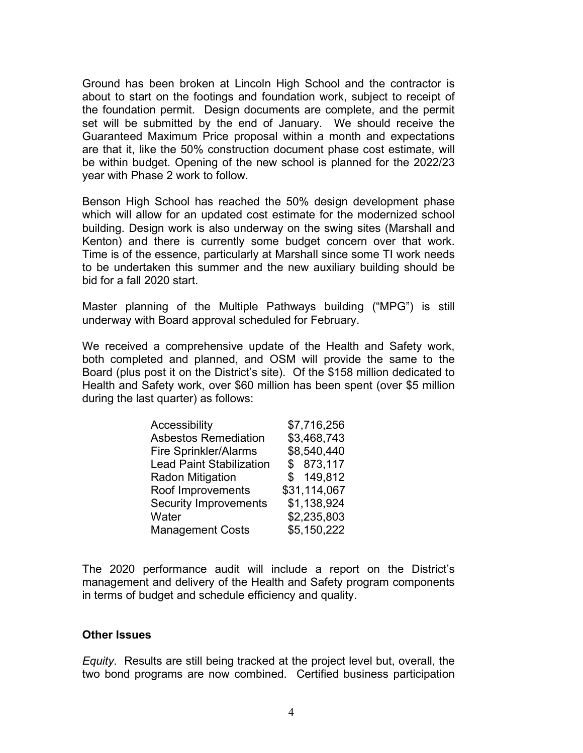Ground has been broken at Lincoln High School and the contractor is about to start on the footings and foundation work, subject to receipt of the foundation permit. Design documents are complete, and the permit set will be submitted by the end of January. We should receive the Guaranteed Maximum Price proposal within a month and expectations are that it, like the 50% construction document phase cost estimate, will be within budget. Opening of the new school is planned for the 2022/23 year with Phase 2 work to follow.

Benson High School has reached the 50% design development phase which will allow for an updated cost estimate for the modernized school building. Design work is also underway on the swing sites (Marshall and Kenton) and there is currently some budget concern over that work. Time is of the essence, particularly at Marshall since some TI work needs to be undertaken this summer and the new auxiliary building should be bid for a fall 2020 start.

Master planning of the Multiple Pathways building ("MPG") is still underway with Board approval scheduled for February.

We received a comprehensive update of the Health and Safety work, both completed and planned, and OSM will provide the same to the Board (plus post it on the District's site). Of the $158 million dedicated to Health and Safety work, over $60 million has been spent (over $5 million during the last quarter) as follows:

| | |
|---|---|
| Accessibility | $7,716,256 |
| Asbestos Remediation | $3,468,743 |
| Fire Sprinkler/Alarms | $8,540,440 |
| Lead Paint Stabilization | $ 873,117 |
| Radon Mitigation | $ 149,812 |
| Roof Improvements | $31,114,067 |
| Security Improvements | $1,138,924 |
| Water | $2,235,803 |
| Management Costs | $5,150,222 |

The 2020 performance audit will include a report on the District's management and delivery of the Health and Safety program components in terms of budget and schedule efficiency and quality.

**Other Issues**

*Equity*. Results are still being tracked at the project level but, overall, the two bond programs are now combined. Certified business participation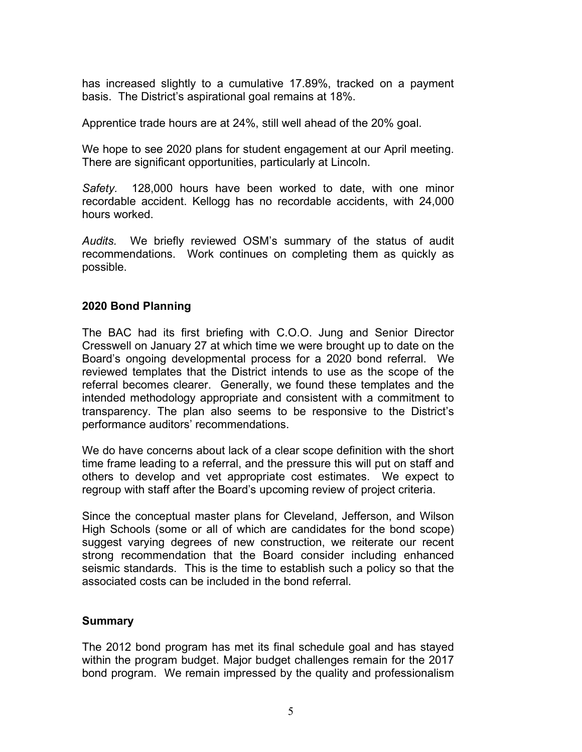has increased slightly to a cumulative 17.89%, tracked on a payment basis. The District's aspirational goal remains at 18%.

Apprentice trade hours are at 24%, still well ahead of the 20% goal.

We hope to see 2020 plans for student engagement at our April meeting. There are significant opportunities, particularly at Lincoln.

*Safety.* 128,000 hours have been worked to date, with one minor recordable accident. Kellogg has no recordable accidents, with 24,000 hours worked.

*Audits.* We briefly reviewed OSM's summary of the status of audit recommendations. Work continues on completing them as quickly as possible.

**2020 Bond Planning**

The BAC had its first briefing with C.O.O. Jung and Senior Director Cresswell on January 27 at which time we were brought up to date on the Board's ongoing developmental process for a 2020 bond referral. We reviewed templates that the District intends to use as the scope of the referral becomes clearer. Generally, we found these templates and the intended methodology appropriate and consistent with a commitment to transparency. The plan also seems to be responsive to the District's performance auditors' recommendations.

We do have concerns about lack of a clear scope definition with the short time frame leading to a referral, and the pressure this will put on staff and others to develop and vet appropriate cost estimates. We expect to regroup with staff after the Board's upcoming review of project criteria.

Since the conceptual master plans for Cleveland, Jefferson, and Wilson High Schools (some or all of which are candidates for the bond scope) suggest varying degrees of new construction, we reiterate our recent strong recommendation that the Board consider including enhanced seismic standards. This is the time to establish such a policy so that the associated costs can be included in the bond referral.

**Summary**

The 2012 bond program has met its final schedule goal and has stayed within the program budget. Major budget challenges remain for the 2017 bond program. We remain impressed by the quality and professionalism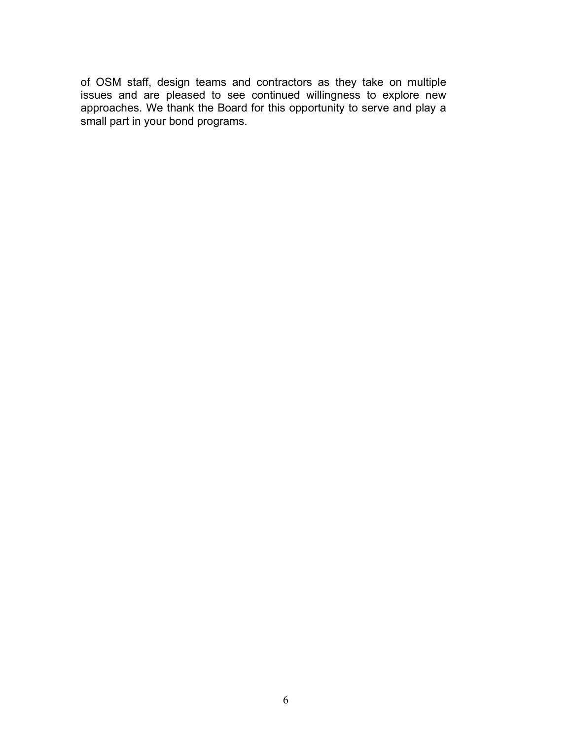of OSM staff, design teams and contractors as they take on multiple issues and are pleased to see continued willingness to explore new approaches. We thank the Board for this opportunity to serve and play a small part in your bond programs.